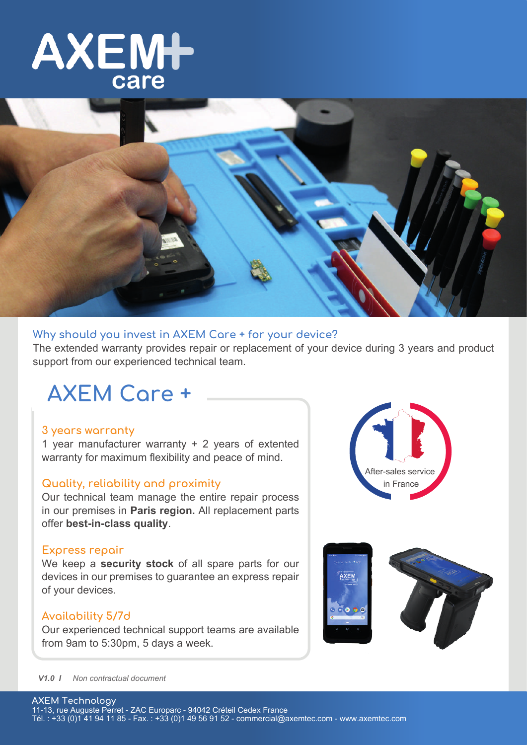# AXEM+ care

## Why should you invest in AXEM Care + for your device?

The extended warranty provides repair or replacement of your device during 3 years and product support from our experienced technical team.

## AXEM Care +

### 3 years warranty

1 year manufacturer warranty + 2 years of extented warranty for maximum flexibility and peace of mind.

### Quality, reliability and proximity

Our technical team manage the entire repair process in our premises in **Paris region.** All replacement parts offer **best-in-class quality**.

### Express repair

We keep a **security stock** of all spare parts for our devices in our premises to guarantee an express repair of your devices.

### Availability 5/7d

Our experienced technical support teams are available from 9am to 5:30pm, 5 days a week.

After-sales service in France

*V1.0 I Non contractual document*

AXEM Technology
11-13, rue Auguste Perret - ZAC Europarc - 94042 Créteil Cedex France
Tél. : +33 (0)1 41 94 11 85 - Fax. : +33 (0)1 49 56 91 52 - commercial@axemtec.com - www.axemtec.com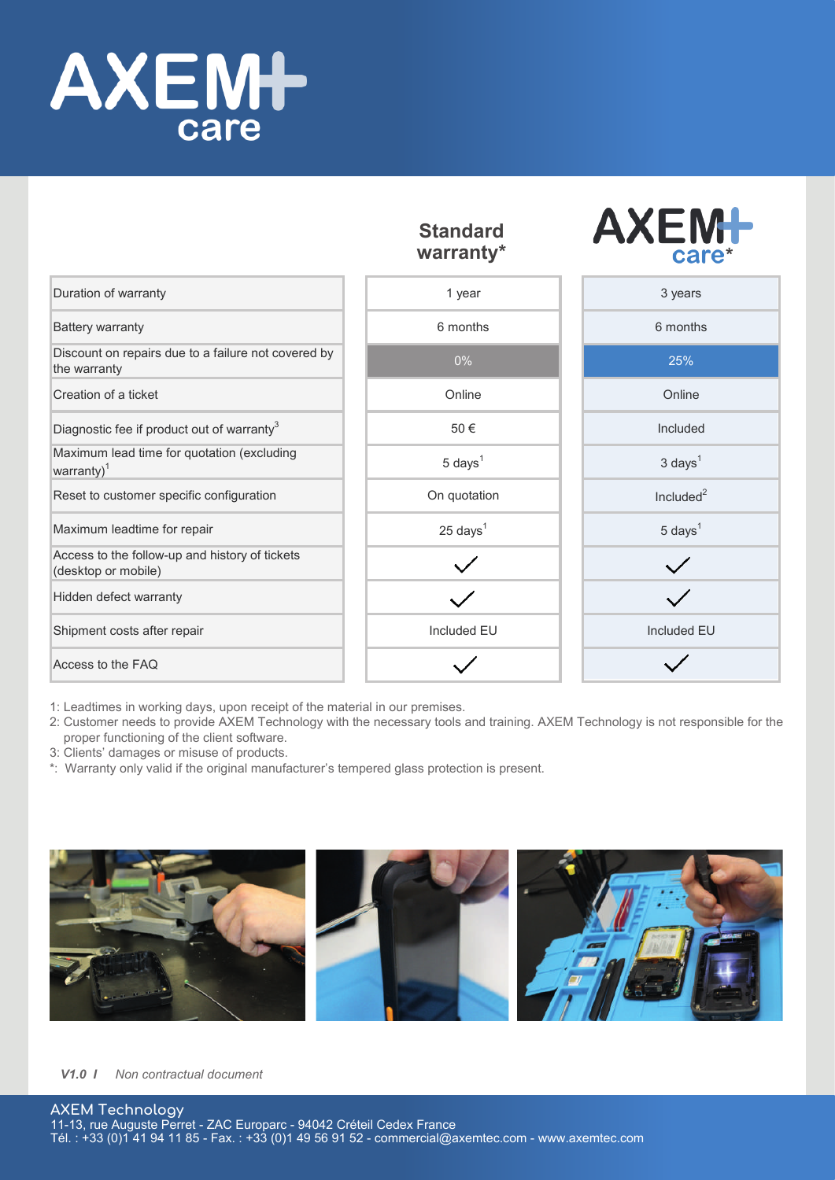# AXEM+ care

| | Standard warranty* | AXEM+ care* |
|---|---|---|
| Duration of warranty | 1 year | 3 years |
| Battery warranty | 6 months | 6 months |
| Discount on repairs due to a failure not covered by the warranty | 0% | 25% |
| Creation of a ticket | Online | Online |
| Diagnostic fee if product out of warranty[3] | 50 € | Included |
| Maximum lead time for quotation (excluding warranty)[1] | 5 days[1] | 3 days[1] |
| Reset to customer specific configuration | On quotation | Included[2] |
| Maximum leadtime for repair | 25 days[1] | 5 days[1] |
| Access to the follow-up and history of tickets (desktop or mobile) | ✓ | ✓ |
| Hidden defect warranty | ✓ | ✓ |
| Shipment costs after repair | Included EU | Included EU |
| Access to the FAQ | ✓ | ✓ |

1: Leadtimes in working days, upon receipt of the material in our premises.
2: Customer needs to provide AXEM Technology with the necessary tools and training. AXEM Technology is not responsible for the proper functioning of the client software.
3: Clients' damages or misuse of products.
*: Warranty only valid if the original manufacturer's tempered glass protection is present.

*V1.0 I Non contractual document*

AXEM Technology
11-13, rue Auguste Perret - ZAC Europarc - 94042 Créteil Cedex France
Tél. : +33 (0)1 41 94 11 85 - Fax. : +33 (0)1 49 56 91 52 - commercial@axemtec.com - www.axemtec.com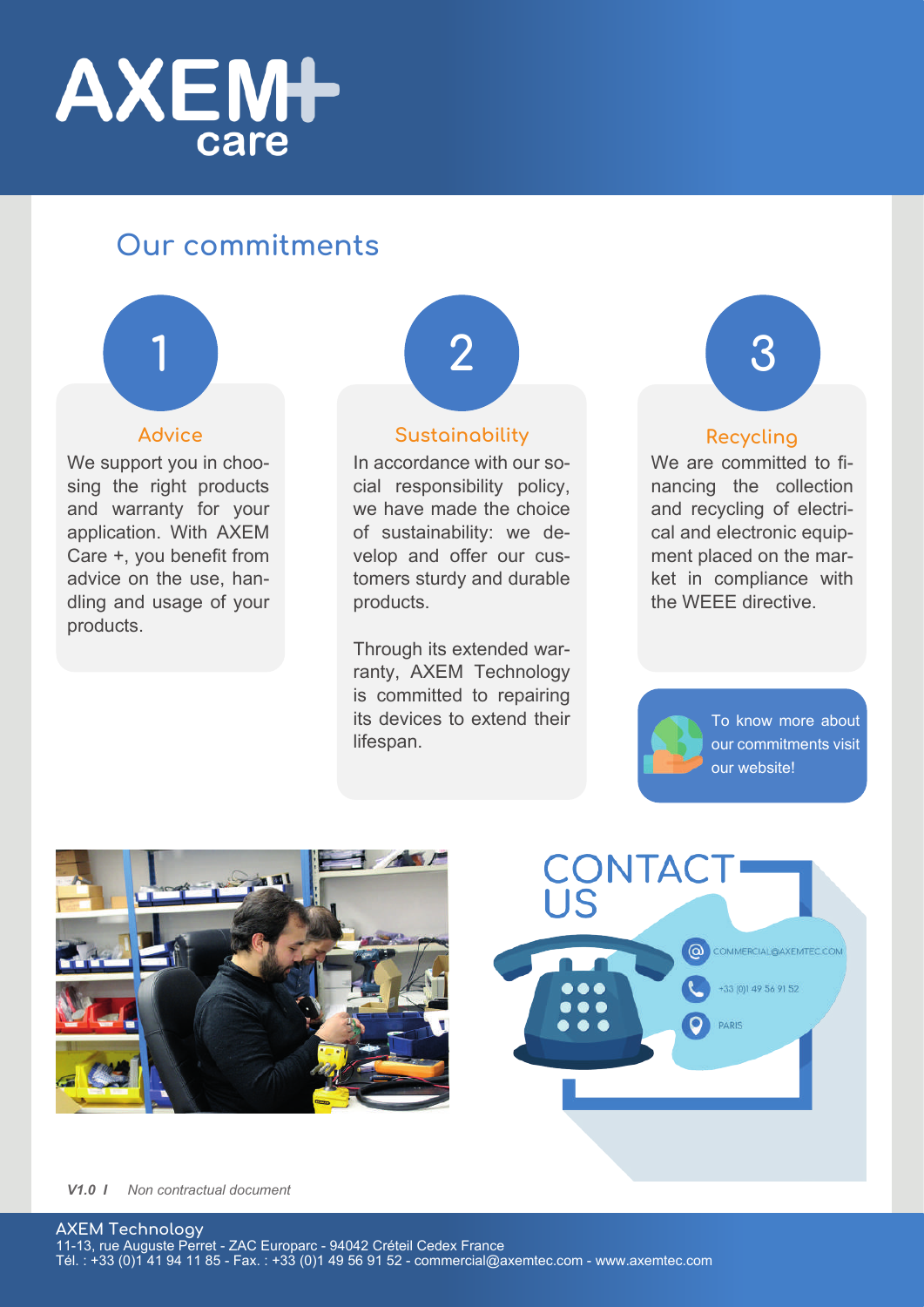# AXEM+ care

## Our commitments

### 1

### Advice

We support you in choosing the right products and warranty for your application. With AXEM Care +, you benefit from advice on the use, handling and usage of your products.

### 2

### Sustainability

In accordance with our social responsibility policy, we have made the choice of sustainability: we develop and offer our customers sturdy and durable products.

Through its extended warranty, AXEM Technology is committed to repairing its devices to extend their lifespan.

### 3

### Recycling

We are committed to financing the collection and recycling of electrical and electronic equipment placed on the market in compliance with the WEEE directive.

To know more about our commitments visit our website!

## CONTACT US

COMMERCIAL@AXEMTEC.COM

+33 (0)1 49 56 91 52

PARIS

***V1.0 I*** *Non contractual document*

AXEM Technology
11-13, rue Auguste Perret - ZAC Europarc - 94042 Créteil Cedex France
Tél. : +33 (0)1 41 94 11 85 - Fax. : +33 (0)1 49 56 91 52 - commercial@axemtec.com - www.axemtec.com